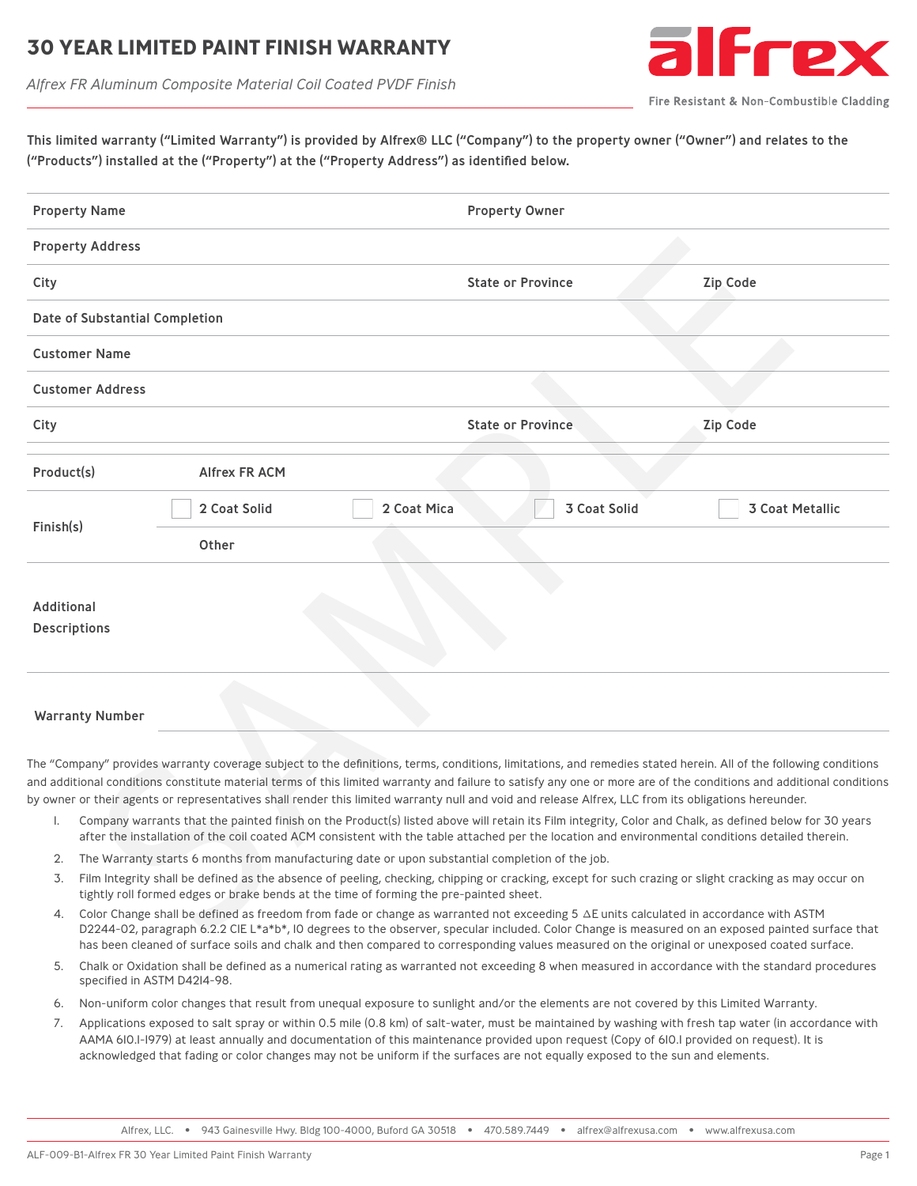# 30 YEAR LIMITED PAINT FINISH WARRANTY

*Alfrex FR Aluminum Composite Material Coil Coated PVDF Finish*

alfrex

Fire Resistant & Non-Combustible Cladding

**This limited warranty ("Limited Warranty") is provided by Alfrex® LLC ("Company") to the property owner ("Owner") and relates to the ("Products") installed at the ("Property") at the ("Property Address") as identified below.**

| | | | |
|---|---|---|---|
| **Property Name** | | **Property Owner** | |
| **Property Address** | | | |
| **City** | | **State or Province** | **Zip Code** |
| **Date of Substantial Completion** | | | |
| **Customer Name** | | | |
| **Customer Address** | | | |
| **City** | | **State or Province** | **Zip Code** |

| | | | | |
|---|---|---|---|---|
| **Product(s)** | **Alfrex FR ACM** | | | |
| **Finish(s)** | ☐ **2 Coat Solid** | ☐ **2 Coat Mica** | ☐ **3 Coat Solid** | ☐ **3 Coat Metallic** |
| | **Other** | | | |
| **Additional Descriptions** | | | | |

**Warranty Number**

SAMPLE

The "Company" provides warranty coverage subject to the definitions, terms, conditions, limitations, and remedies stated herein. All of the following conditions and additional conditions constitute material terms of this limited warranty and failure to satisfy any one or more are of the conditions and additional conditions by owner or their agents or representatives shall render this limited warranty null and void and release Alfrex, LLC from its obligations hereunder.

1. Company warrants that the painted finish on the Product(s) listed above will retain its Film integrity, Color and Chalk, as defined below for 30 years after the installation of the coil coated ACM consistent with the table attached per the location and environmental conditions detailed therein.
2. The Warranty starts 6 months from manufacturing date or upon substantial completion of the job.
3. Film Integrity shall be defined as the absence of peeling, checking, chipping or cracking, except for such crazing or slight cracking as may occur on tightly roll formed edges or brake bends at the time of forming the pre-painted sheet.
4. Color Change shall be defined as freedom from fade or change as warranted not exceeding 5 ΔE units calculated in accordance with ASTM D2244-02, paragraph 6.2.2 CIE L*a*b*, 10 degrees to the observer, specular included. Color Change is measured on an exposed painted surface that has been cleaned of surface soils and chalk and then compared to corresponding values measured on the original or unexposed coated surface.
5. Chalk or Oxidation shall be defined as a numerical rating as warranted not exceeding 8 when measured in accordance with the standard procedures specified in ASTM D4214-98.
6. Non-uniform color changes that result from unequal exposure to sunlight and/or the elements are not covered by this Limited Warranty.
7. Applications exposed to salt spray or within 0.5 mile (0.8 km) of salt-water, must be maintained by washing with fresh tap water (in accordance with AAMA 610.1-1979) at least annually and documentation of this maintenance provided upon request (Copy of 610.1 provided on request). It is acknowledged that fading or color changes may not be uniform if the surfaces are not equally exposed to the sun and elements.

Alfrex, LLC. • 943 Gainesville Hwy. Bldg 100-4000, Buford GA 30518 • 470.589.7449 • alfrex@alfrexusa.com • www.alfrexusa.com

ALF-009-B1-Alfrex FR 30 Year Limited Paint Finish Warranty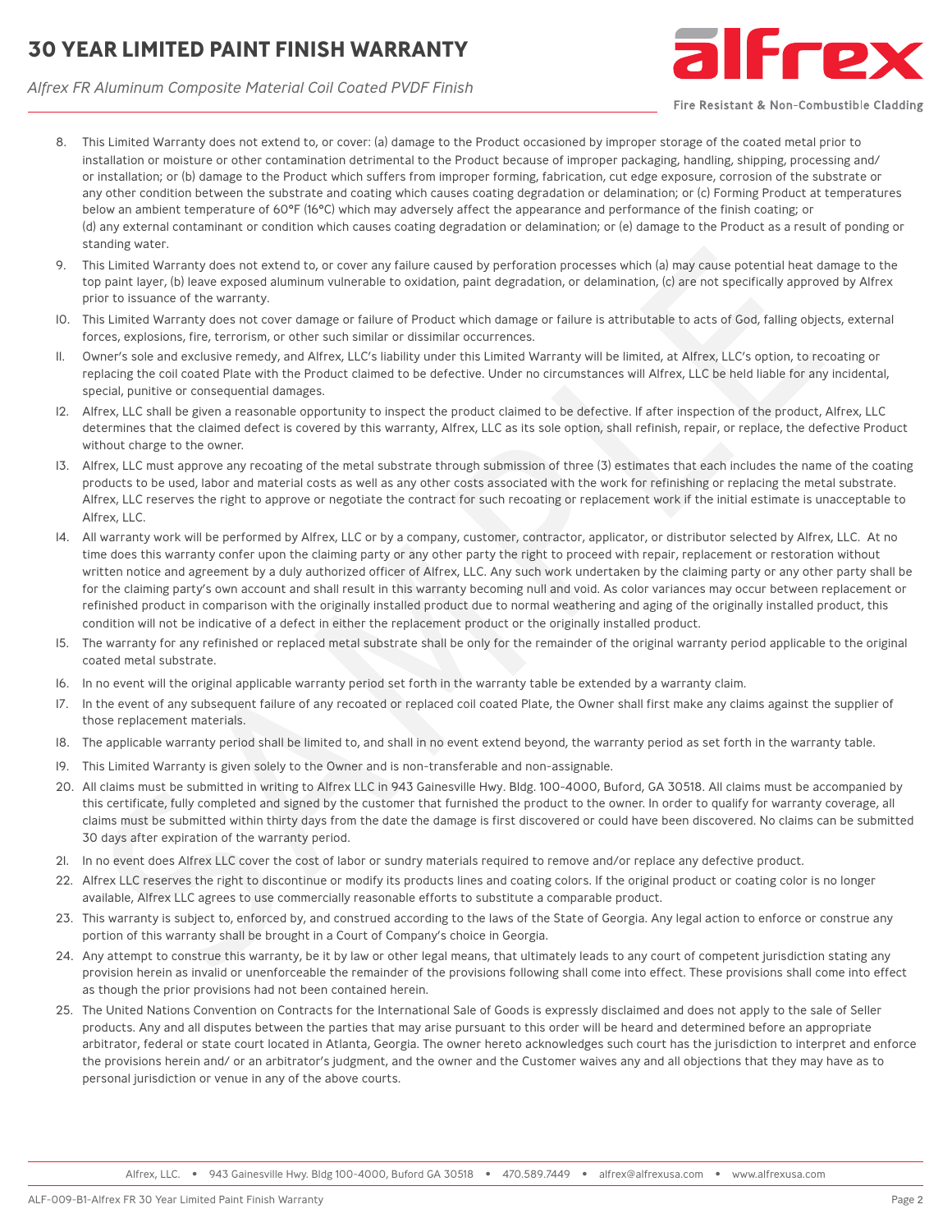8. This Limited Warranty does not extend to, or cover: (a) damage to the Product occasioned by improper storage of the coated metal prior to installation or moisture or other contamination detrimental to the Product because of improper packaging, handling, shipping, processing and/ or installation; or (b) damage to the Product which suffers from improper forming, fabrication, cut edge exposure, corrosion of the substrate or any other condition between the substrate and coating which causes coating degradation or delamination; or (c) Forming Product at temperatures below an ambient temperature of 60°F (16°C) which may adversely affect the appearance and performance of the finish coating; or (d) any external contaminant or condition which causes coating degradation or delamination; or (e) damage to the Product as a result of ponding or standing water.
9. This Limited Warranty does not extend to, or cover any failure caused by perforation processes which (a) may cause potential heat damage to the top paint layer, (b) leave exposed aluminum vulnerable to oxidation, paint degradation, or delamination, (c) are not specifically approved by Alfrex prior to issuance of the warranty.
10. This Limited Warranty does not cover damage or failure of Product which damage or failure is attributable to acts of God, falling objects, external forces, explosions, fire, terrorism, or other such similar or dissimilar occurrences.
11. Owner's sole and exclusive remedy, and Alfrex, LLC's liability under this Limited Warranty will be limited, at Alfrex, LLC's option, to recoating or replacing the coil coated Plate with the Product claimed to be defective. Under no circumstances will Alfrex, LLC be held liable for any incidental, special, punitive or consequential damages.
12. Alfrex, LLC shall be given a reasonable opportunity to inspect the product claimed to be defective. If after inspection of the product, Alfrex, LLC determines that the claimed defect is covered by this warranty, Alfrex, LLC as its sole option, shall refinish, repair, or replace, the defective Product without charge to the owner.
13. Alfrex, LLC must approve any recoating of the metal substrate through submission of three (3) estimates that each includes the name of the coating products to be used, labor and material costs as well as any other costs associated with the work for refinishing or replacing the metal substrate. Alfrex, LLC reserves the right to approve or negotiate the contract for such recoating or replacement work if the initial estimate is unacceptable to Alfrex, LLC.
14. All warranty work will be performed by Alfrex, LLC or by a company, customer, contractor, applicator, or distributor selected by Alfrex, LLC. At no time does this warranty confer upon the claiming party or any other party the right to proceed with repair, replacement or restoration without written notice and agreement by a duly authorized officer of Alfrex, LLC. Any such work undertaken by the claiming party or any other party shall be for the claiming party's own account and shall result in this warranty becoming null and void. As color variances may occur between replacement or refinished product in comparison with the originally installed product due to normal weathering and aging of the originally installed product, this condition will not be indicative of a defect in either the replacement product or the originally installed product.
15. The warranty for any refinished or replaced metal substrate shall be only for the remainder of the original warranty period applicable to the original coated metal substrate.
16. In no event will the original applicable warranty period set forth in the warranty table be extended by a warranty claim.
17. In the event of any subsequent failure of any recoated or replaced coil coated Plate, the Owner shall first make any claims against the supplier of those replacement materials.
18. The applicable warranty period shall be limited to, and shall in no event extend beyond, the warranty period as set forth in the warranty table.
19. This Limited Warranty is given solely to the Owner and is non-transferable and non-assignable.
20. All claims must be submitted in writing to Alfrex LLC in 943 Gainesville Hwy. Bldg. 100-4000, Buford, GA 30518. All claims must be accompanied by this certificate, fully completed and signed by the customer that furnished the product to the owner. In order to qualify for warranty coverage, all claims must be submitted within thirty days from the date the damage is first discovered or could have been discovered. No claims can be submitted 30 days after expiration of the warranty period.
21. In no event does Alfrex LLC cover the cost of labor or sundry materials required to remove and/or replace any defective product.
22. Alfrex LLC reserves the right to discontinue or modify its products lines and coating colors. If the original product or coating color is no longer available, Alfrex LLC agrees to use commercially reasonable efforts to substitute a comparable product.
23. This warranty is subject to, enforced by, and construed according to the laws of the State of Georgia. Any legal action to enforce or construe any portion of this warranty shall be brought in a Court of Company's choice in Georgia.
24. Any attempt to construe this warranty, be it by law or other legal means, that ultimately leads to any court of competent jurisdiction stating any provision herein as invalid or unenforceable the remainder of the provisions following shall come into effect. These provisions shall come into effect as though the prior provisions had not been contained herein.
25. The United Nations Convention on Contracts for the International Sale of Goods is expressly disclaimed and does not apply to the sale of Seller products. Any and all disputes between the parties that may arise pursuant to this order will be heard and determined before an appropriate arbitrator, federal or state court located in Atlanta, Georgia. The owner hereto acknowledges such court has the jurisdiction to interpret and enforce the provisions herein and/ or an arbitrator's judgment, and the owner and the Customer waives any and all objections that they may have as to personal jurisdiction or venue in any of the above courts.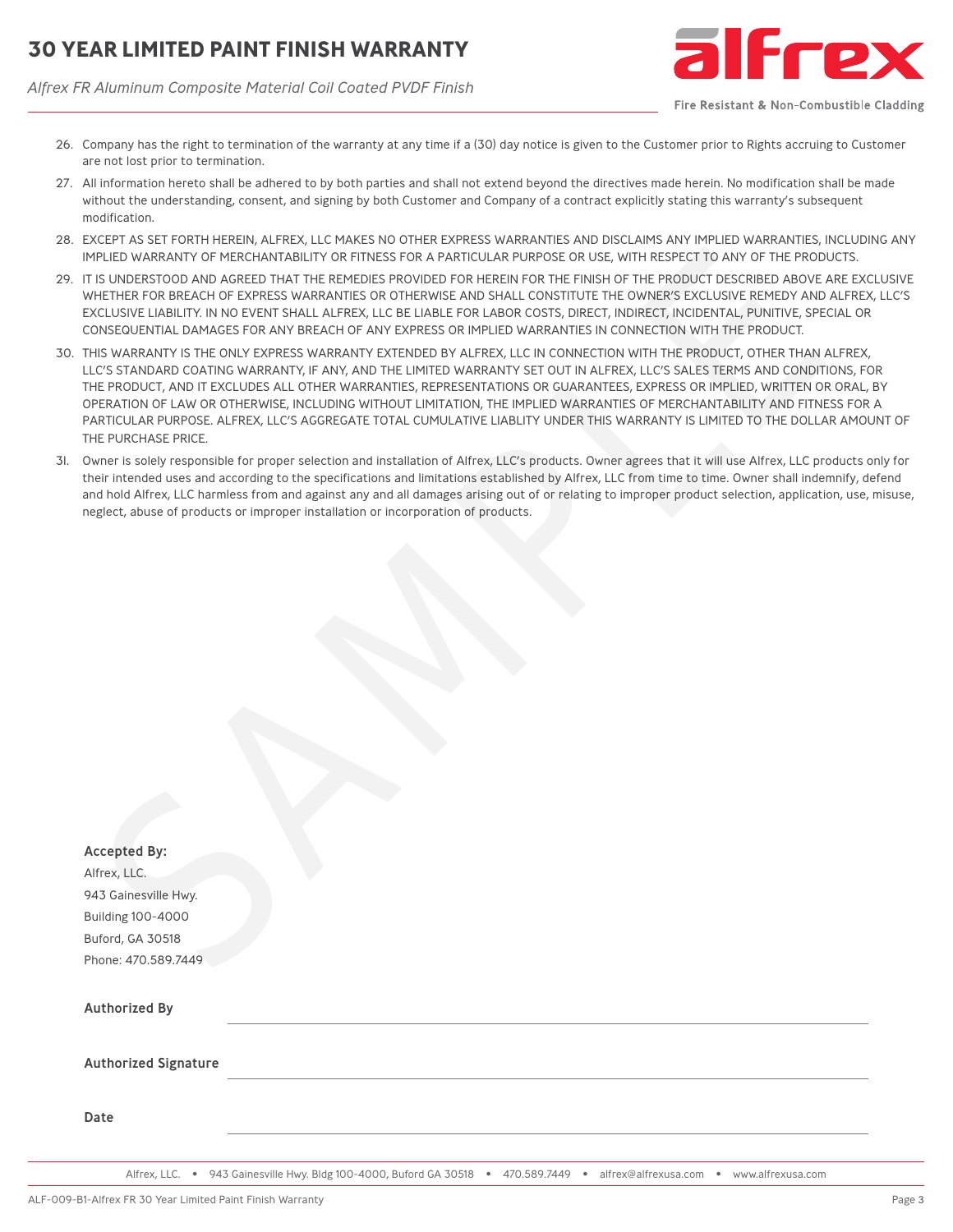26. Company has the right to termination of the warranty at any time if a (30) day notice is given to the Customer prior to Rights accruing to Customer are not lost prior to termination.
27. All information hereto shall be adhered to by both parties and shall not extend beyond the directives made herein. No modification shall be made without the understanding, consent, and signing by both Customer and Company of a contract explicitly stating this warranty's subsequent modification.
28. EXCEPT AS SET FORTH HEREIN, ALFREX, LLC MAKES NO OTHER EXPRESS WARRANTIES AND DISCLAIMS ANY IMPLIED WARRANTIES, INCLUDING ANY IMPLIED WARRANTY OF MERCHANTABILITY OR FITNESS FOR A PARTICULAR PURPOSE OR USE, WITH RESPECT TO ANY OF THE PRODUCTS.
29. IT IS UNDERSTOOD AND AGREED THAT THE REMEDIES PROVIDED FOR HEREIN FOR THE FINISH OF THE PRODUCT DESCRIBED ABOVE ARE EXCLUSIVE WHETHER FOR BREACH OF EXPRESS WARRANTIES OR OTHERWISE AND SHALL CONSTITUTE THE OWNER'S EXCLUSIVE REMEDY AND ALFREX, LLC'S EXCLUSIVE LIABILITY. IN NO EVENT SHALL ALFREX, LLC BE LIABLE FOR LABOR COSTS, DIRECT, INDIRECT, INCIDENTAL, PUNITIVE, SPECIAL OR CONSEQUENTIAL DAMAGES FOR ANY BREACH OF ANY EXPRESS OR IMPLIED WARRANTIES IN CONNECTION WITH THE PRODUCT.
30. THIS WARRANTY IS THE ONLY EXPRESS WARRANTY EXTENDED BY ALFREX, LLC IN CONNECTION WITH THE PRODUCT, OTHER THAN ALFREX, LLC'S STANDARD COATING WARRANTY, IF ANY, AND THE LIMITED WARRANTY SET OUT IN ALFREX, LLC'S SALES TERMS AND CONDITIONS, FOR THE PRODUCT, AND IT EXCLUDES ALL OTHER WARRANTIES, REPRESENTATIONS OR GUARANTEES, EXPRESS OR IMPLIED, WRITTEN OR ORAL, BY OPERATION OF LAW OR OTHERWISE, INCLUDING WITHOUT LIMITATION, THE IMPLIED WARRANTIES OF MERCHANTABILITY AND FITNESS FOR A PARTICULAR PURPOSE. ALFREX, LLC'S AGGREGATE TOTAL CUMULATIVE LIABLITY UNDER THIS WARRANTY IS LIMITED TO THE DOLLAR AMOUNT OF THE PURCHASE PRICE.
31. Owner is solely responsible for proper selection and installation of Alfrex, LLC's products. Owner agrees that it will use Alfrex, LLC products only for their intended uses and according to the specifications and limitations established by Alfrex, LLC from time to time. Owner shall indemnify, defend and hold Alfrex, LLC harmless from and against any and all damages arising out of or relating to improper product selection, application, use, misuse, neglect, abuse of products or improper installation or incorporation of products.

**Accepted By:**
Alfrex, LLC.
943 Gainesville Hwy.
Building 100-4000
Buford, GA 30518
Phone: 470.589.7449

**Authorized By** ______________________________

**Authorized Signature** ______________________________

**Date** ______________________________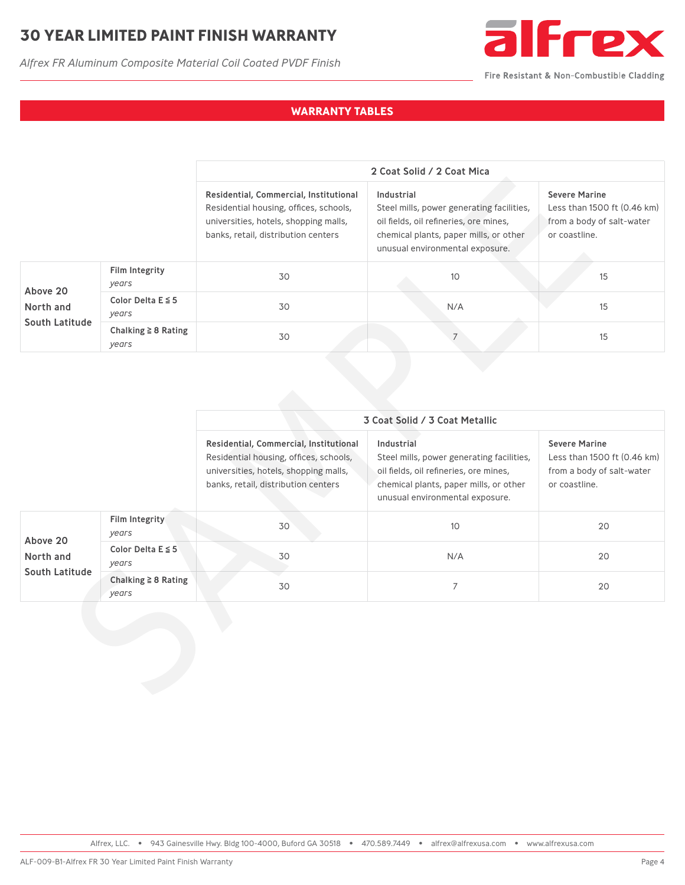# 30 YEAR LIMITED PAINT FINISH WARRANTY

*Alfrex FR Aluminum Composite Material Coil Coated PVDF Finish*

Fire Resistant & Non-Combustible Cladding

## WARRANTY TABLES

| | | 2 Coat Solid / 2 Coat Mica | | |
|---|---|---|---|---|
| | | **Residential, Commercial, Institutional** Residential housing, offices, schools, universities, hotels, shopping malls, banks, retail, distribution centers | **Industrial** Steel mills, power generating facilities, oil fields, oil refineries, ore mines, chemical plants, paper mills, or other unusual environmental exposure. | **Severe Marine** Less than 1500 ft (0.46 km) from a body of salt-water or coastline. |
| **Above 20 North and South Latitude** | **Film Integrity** *years* | 30 | 10 | 15 |
| | **Color Delta E ≦ 5** *years* | 30 | N/A | 15 |
| | **Chalking ≧ 8 Rating** *years* | 30 | 7 | 15 |

| | | 3 Coat Solid / 3 Coat Metallic | | |
|---|---|---|---|---|
| | | **Residential, Commercial, Institutional** Residential housing, offices, schools, universities, hotels, shopping malls, banks, retail, distribution centers | **Industrial** Steel mills, power generating facilities, oil fields, oil refineries, ore mines, chemical plants, paper mills, or other unusual environmental exposure. | **Severe Marine** Less than 1500 ft (0.46 km) from a body of salt-water or coastline. |
| **Above 20 North and South Latitude** | **Film Integrity** *years* | 30 | 10 | 20 |
| | **Color Delta E ≦ 5** *years* | 30 | N/A | 20 |
| | **Chalking ≧ 8 Rating** *years* | 30 | 7 | 20 |

Alfrex, LLC. • 943 Gainesville Hwy. Bldg 100-4000, Buford GA 30518 • 470.589.7449 • alfrex@alfrexusa.com • www.alfrexusa.com